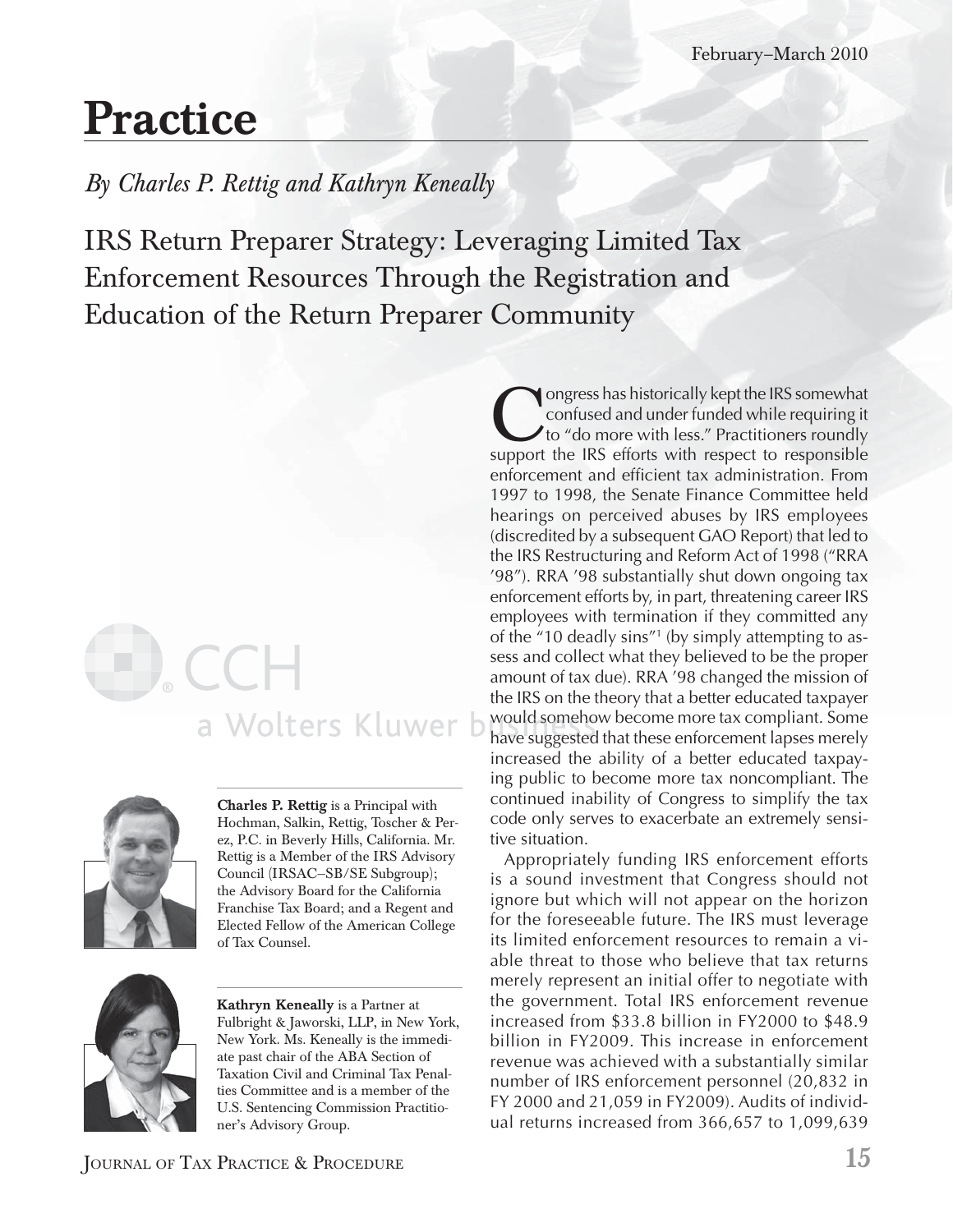# Practice

*By Charles P. Rettig and Kathryn Keneally*

## IRS Return Preparer Strategy: Leveraging Limited Tax Enforcement Resources Through the Registration and Education of the Return Preparer Community

**Charles P. Rettig** is a Principal with Hochman, Salkin, Rettig, Toscher & Perez, P.C. in Beverly Hills, California. Mr. Rettig is a Member of the IRS Advisory Council (IRSAC–SB/SE Subgroup); the Advisory Board for the California Franchise Tax Board; and a Regent and Elected Fellow of the American College of Tax Counsel.

**Kathryn Keneally** is a Partner at Fulbright & Jaworski, LLP, in New York, New York. Ms. Keneally is the immediate past chair of the ABA Section of Taxation Civil and Criminal Tax Penalties Committee and is a member of the U.S. Sentencing Commission Practitioner's Advisory Group.

Congress has historically kept the IRS somewhat confused and under funded while requiring it to "do more with less." Practitioners roundly support the IRS efforts with respect to responsible enforcement and efficient tax administration. From 1997 to 1998, the Senate Finance Committee held hearings on perceived abuses by IRS employees (discredited by a subsequent GAO Report) that led to the IRS Restructuring and Reform Act of 1998 ("RRA '98"). RRA '98 substantially shut down ongoing tax enforcement efforts by, in part, threatening career IRS employees with termination if they committed any of the "10 deadly sins"[1] (by simply attempting to assess and collect what they believed to be the proper amount of tax due). RRA '98 changed the mission of the IRS on the theory that a better educated taxpayer would somehow become more tax compliant. Some have suggested that these enforcement lapses merely increased the ability of a better educated taxpaying public to become more tax noncompliant. The continued inability of Congress to simplify the tax code only serves to exacerbate an extremely sensitive situation.

Appropriately funding IRS enforcement efforts is a sound investment that Congress should not ignore but which will not appear on the horizon for the foreseeable future. The IRS must leverage its limited enforcement resources to remain a viable threat to those who believe that tax returns merely represent an initial offer to negotiate with the government. Total IRS enforcement revenue increased from \$33.8 billion in FY2000 to \$48.9 billion in FY2009. This increase in enforcement revenue was achieved with a substantially similar number of IRS enforcement personnel (20,832 in FY 2000 and 21,059 in FY2009). Audits of individual returns increased from 366,657 to 1,099,639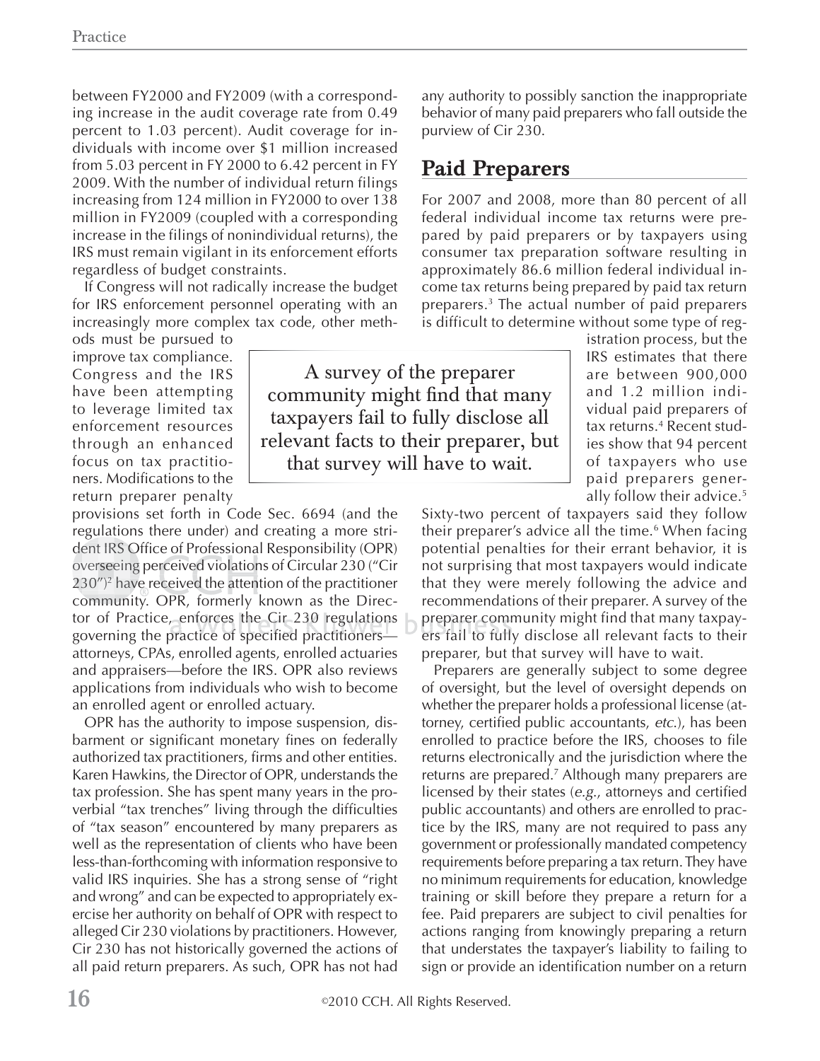between FY2000 and FY2009 (with a corresponding increase in the audit coverage rate from 0.49 percent to 1.03 percent). Audit coverage for individuals with income over $1 million increased from 5.03 percent in FY 2000 to 6.42 percent in FY 2009. With the number of individual return filings increasing from 124 million in FY2000 to over 138 million in FY2009 (coupled with a corresponding increase in the filings of nonindividual returns), the IRS must remain vigilant in its enforcement efforts regardless of budget constraints.

If Congress will not radically increase the budget for IRS enforcement personnel operating with an increasingly more complex tax code, other methods must be pursued to improve tax compliance. Congress and the IRS have been attempting to leverage limited tax enforcement resources through an enhanced focus on tax practitioners. Modifications to the return preparer penalty provisions set forth in Code Sec. 6694 (and the regulations there under) and creating a more strident IRS Office of Professional Responsibility (OPR) overseeing perceived violations of Circular 230 ("Cir 230")[2] have received the attention of the practitioner community. OPR, formerly known as the Director of Practice, enforces the Cir 230 regulations governing the practice of specified practitioners—attorneys, CPAs, enrolled agents, enrolled actuaries and appraisers—before the IRS. OPR also reviews applications from individuals who wish to become an enrolled agent or enrolled actuary.

OPR has the authority to impose suspension, disbarment or significant monetary fines on federally authorized tax practitioners, firms and other entities. Karen Hawkins, the Director of OPR, understands the tax profession. She has spent many years in the proverbial "tax trenches" living through the difficulties of "tax season" encountered by many preparers as well as the representation of clients who have been less-than-forthcoming with information responsive to valid IRS inquiries. She has a strong sense of "right and wrong" and can be expected to appropriately exercise her authority on behalf of OPR with respect to alleged Cir 230 violations by practitioners. However, Cir 230 has not historically governed the actions of all paid return preparers. As such, OPR has not had any authority to possibly sanction the inappropriate behavior of many paid preparers who fall outside the purview of Cir 230.

## Paid Preparers

For 2007 and 2008, more than 80 percent of all federal individual income tax returns were prepared by paid preparers or by taxpayers using consumer tax preparation software resulting in approximately 86.6 million federal individual income tax returns being prepared by paid tax return preparers.[3] The actual number of paid preparers is difficult to determine without some type of registration process, but the IRS estimates that there are between 900,000 and 1.2 million individual paid preparers of tax returns.[4] Recent studies show that 94 percent of taxpayers who use paid preparers generally follow their advice.[5] Sixty-two percent of taxpayers said they follow their preparer's advice all the time.[6] When facing potential penalties for their errant behavior, it is not surprising that most taxpayers would indicate that they were merely following the advice and recommendations of their preparer. A survey of the preparer community might find that many taxpayers fail to fully disclose all relevant facts to their preparer, but that survey will have to wait.

> A survey of the preparer community might find that many taxpayers fail to fully disclose all relevant facts to their preparer, but that survey will have to wait.

Preparers are generally subject to some degree of oversight, but the level of oversight depends on whether the preparer holds a professional license (attorney, certified public accountants, *etc.*), has been enrolled to practice before the IRS, chooses to file returns electronically and the jurisdiction where the returns are prepared.[7] Although many preparers are licensed by their states (*e.g.*, attorneys and certified public accountants) and others are enrolled to practice by the IRS, many are not required to pass any government or professionally mandated competency requirements before preparing a tax return. They have no minimum requirements for education, knowledge training or skill before they prepare a return for a fee. Paid preparers are subject to civil penalties for actions ranging from knowingly preparing a return that understates the taxpayer's liability to failing to sign or provide an identification number on a return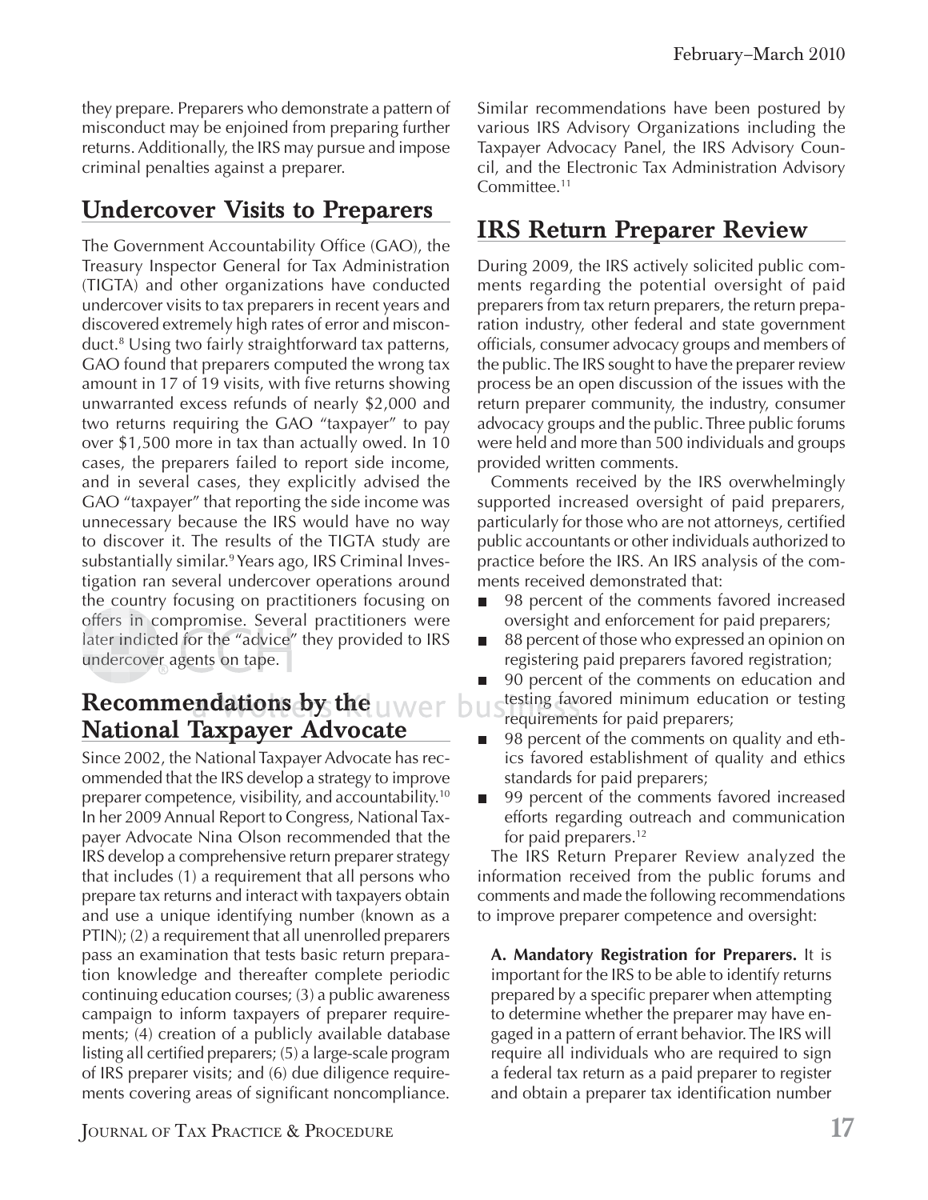they prepare. Preparers who demonstrate a pattern of misconduct may be enjoined from preparing further returns. Additionally, the IRS may pursue and impose criminal penalties against a preparer.

## Undercover Visits to Preparers

The Government Accountability Office (GAO), the Treasury Inspector General for Tax Administration (TIGTA) and other organizations have conducted undercover visits to tax preparers in recent years and discovered extremely high rates of error and misconduct.[8] Using two fairly straightforward tax patterns, GAO found that preparers computed the wrong tax amount in 17 of 19 visits, with five returns showing unwarranted excess refunds of nearly $2,000 and two returns requiring the GAO "taxpayer" to pay over $1,500 more in tax than actually owed. In 10 cases, the preparers failed to report side income, and in several cases, they explicitly advised the GAO "taxpayer" that reporting the side income was unnecessary because the IRS would have no way to discover it. The results of the TIGTA study are substantially similar.[9] Years ago, IRS Criminal Investigation ran several undercover operations around the country focusing on practitioners focusing on offers in compromise. Several practitioners were later indicted for the "advice" they provided to IRS undercover agents on tape.

## Recommendations by the National Taxpayer Advocate

Since 2002, the National Taxpayer Advocate has recommended that the IRS develop a strategy to improve preparer competence, visibility, and accountability.[10] In her 2009 Annual Report to Congress, National Taxpayer Advocate Nina Olson recommended that the IRS develop a comprehensive return preparer strategy that includes (1) a requirement that all persons who prepare tax returns and interact with taxpayers obtain and use a unique identifying number (known as a PTIN); (2) a requirement that all unenrolled preparers pass an examination that tests basic return preparation knowledge and thereafter complete periodic continuing education courses; (3) a public awareness campaign to inform taxpayers of preparer requirements; (4) creation of a publicly available database listing all certified preparers; (5) a large-scale program of IRS preparer visits; and (6) due diligence requirements covering areas of significant noncompliance. Similar recommendations have been postured by various IRS Advisory Organizations including the Taxpayer Advocacy Panel, the IRS Advisory Council, and the Electronic Tax Administration Advisory Committee.[11]

## IRS Return Preparer Review

During 2009, the IRS actively solicited public comments regarding the potential oversight of paid preparers from tax return preparers, the return preparation industry, other federal and state government officials, consumer advocacy groups and members of the public. The IRS sought to have the preparer review process be an open discussion of the issues with the return preparer community, the industry, consumer advocacy groups and the public. Three public forums were held and more than 500 individuals and groups provided written comments.

Comments received by the IRS overwhelmingly supported increased oversight of paid preparers, particularly for those who are not attorneys, certified public accountants or other individuals authorized to practice before the IRS. An IRS analysis of the comments received demonstrated that:

- 98 percent of the comments favored increased oversight and enforcement for paid preparers;
- 88 percent of those who expressed an opinion on registering paid preparers favored registration;
- 90 percent of the comments on education and testing favored minimum education or testing requirements for paid preparers;
- 98 percent of the comments on quality and ethics favored establishment of quality and ethics standards for paid preparers;
- 99 percent of the comments favored increased efforts regarding outreach and communication for paid preparers.[12]

The IRS Return Preparer Review analyzed the information received from the public forums and comments and made the following recommendations to improve preparer competence and oversight:

**A. Mandatory Registration for Preparers.** It is important for the IRS to be able to identify returns prepared by a specific preparer when attempting to determine whether the preparer may have engaged in a pattern of errant behavior. The IRS will require all individuals who are required to sign a federal tax return as a paid preparer to register and obtain a preparer tax identification number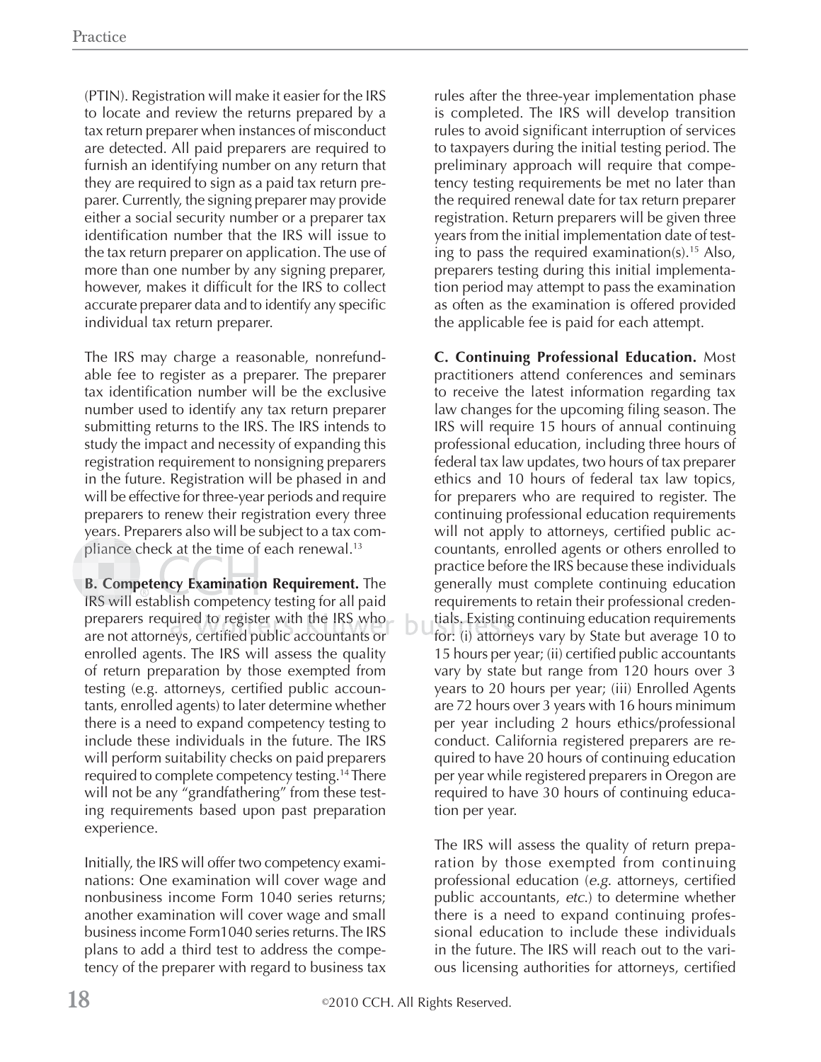(PTIN). Registration will make it easier for the IRS to locate and review the returns prepared by a tax return preparer when instances of misconduct are detected. All paid preparers are required to furnish an identifying number on any return that they are required to sign as a paid tax return preparer. Currently, the signing preparer may provide either a social security number or a preparer tax identification number that the IRS will issue to the tax return preparer on application. The use of more than one number by any signing preparer, however, makes it difficult for the IRS to collect accurate preparer data and to identify any specific individual tax return preparer.

The IRS may charge a reasonable, nonrefundable fee to register as a preparer. The preparer tax identification number will be the exclusive number used to identify any tax return preparer submitting returns to the IRS. The IRS intends to study the impact and necessity of expanding this registration requirement to nonsigning preparers in the future. Registration will be phased in and will be effective for three-year periods and require preparers to renew their registration every three years. Preparers also will be subject to a tax compliance check at the time of each renewal.[13]

**B. Competency Examination Requirement.** The IRS will establish competency testing for all paid preparers required to register with the IRS who are not attorneys, certified public accountants or enrolled agents. The IRS will assess the quality of return preparation by those exempted from testing (e.g. attorneys, certified public accountants, enrolled agents) to later determine whether there is a need to expand competency testing to include these individuals in the future. The IRS will perform suitability checks on paid preparers required to complete competency testing.[14] There will not be any "grandfathering" from these testing requirements based upon past preparation experience.

Initially, the IRS will offer two competency examinations: One examination will cover wage and nonbusiness income Form 1040 series returns; another examination will cover wage and small business income Form1040 series returns. The IRS plans to add a third test to address the competency of the preparer with regard to business tax rules after the three-year implementation phase is completed. The IRS will develop transition rules to avoid significant interruption of services to taxpayers during the initial testing period. The preliminary approach will require that competency testing requirements be met no later than the required renewal date for tax return preparer registration. Return preparers will be given three years from the initial implementation date of testing to pass the required examination(s).[15] Also, preparers testing during this initial implementation period may attempt to pass the examination as often as the examination is offered provided the applicable fee is paid for each attempt.

**C. Continuing Professional Education.** Most practitioners attend conferences and seminars to receive the latest information regarding tax law changes for the upcoming filing season. The IRS will require 15 hours of annual continuing professional education, including three hours of federal tax law updates, two hours of tax preparer ethics and 10 hours of federal tax law topics, for preparers who are required to register. The continuing professional education requirements will not apply to attorneys, certified public accountants, enrolled agents or others enrolled to practice before the IRS because these individuals generally must complete continuing education requirements to retain their professional credentials. Existing continuing education requirements for: (i) attorneys vary by State but average 10 to 15 hours per year; (ii) certified public accountants vary by state but range from 120 hours over 3 years to 20 hours per year; (iii) Enrolled Agents are 72 hours over 3 years with 16 hours minimum per year including 2 hours ethics/professional conduct. California registered preparers are required to have 20 hours of continuing education per year while registered preparers in Oregon are required to have 30 hours of continuing education per year.

The IRS will assess the quality of return preparation by those exempted from continuing professional education (*e.g.* attorneys, certified public accountants, *etc.*) to determine whether there is a need to expand continuing professional education to include these individuals in the future. The IRS will reach out to the various licensing authorities for attorneys, certified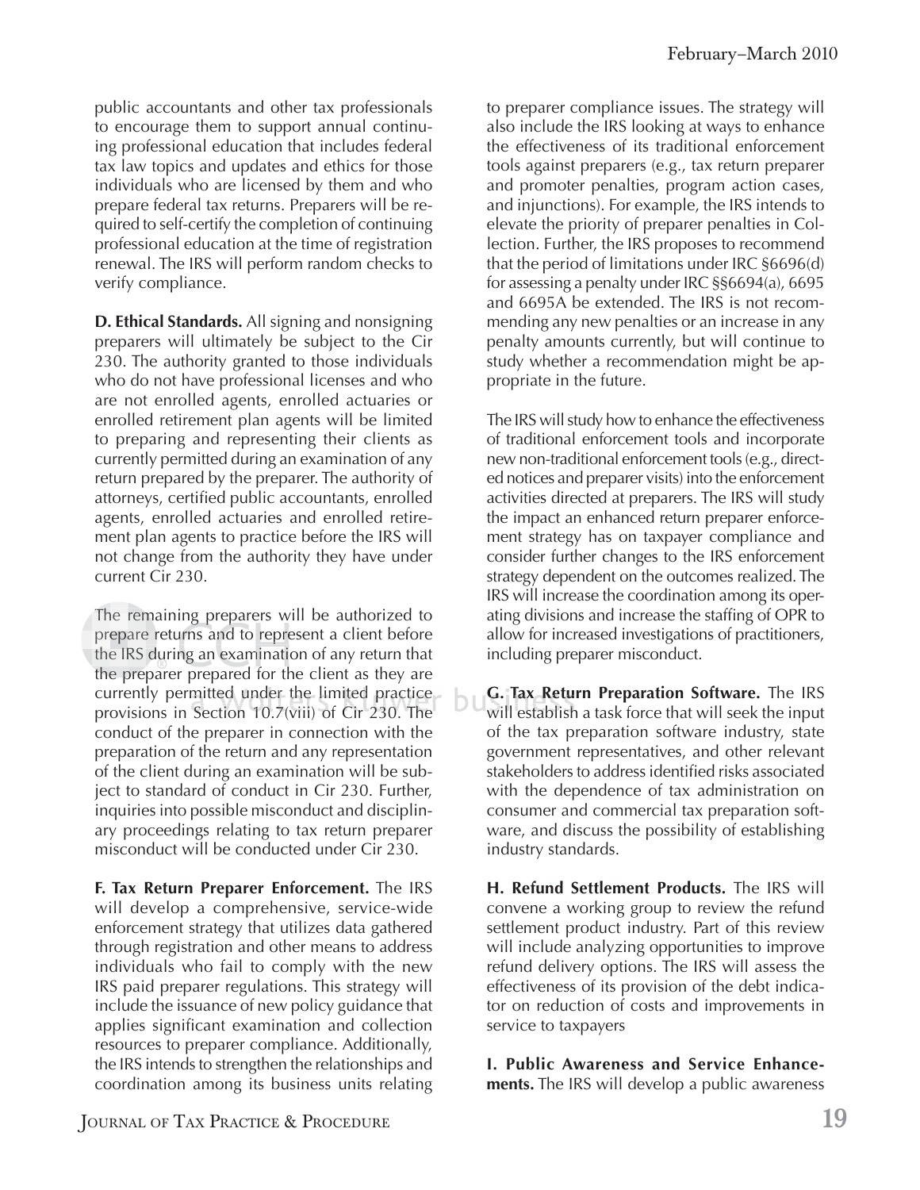public accountants and other tax professionals to encourage them to support annual continuing professional education that includes federal tax law topics and updates and ethics for those individuals who are licensed by them and who prepare federal tax returns. Preparers will be required to self-certify the completion of continuing professional education at the time of registration renewal. The IRS will perform random checks to verify compliance.

**D. Ethical Standards.** All signing and nonsigning preparers will ultimately be subject to the Cir 230. The authority granted to those individuals who do not have professional licenses and who are not enrolled agents, enrolled actuaries or enrolled retirement plan agents will be limited to preparing and representing their clients as currently permitted during an examination of any return prepared by the preparer. The authority of attorneys, certified public accountants, enrolled agents, enrolled actuaries and enrolled retirement plan agents to practice before the IRS will not change from the authority they have under current Cir 230.

The remaining preparers will be authorized to prepare returns and to represent a client before the IRS during an examination of any return that the preparer prepared for the client as they are currently permitted under the limited practice provisions in Section 10.7(viii) of Cir 230. The conduct of the preparer in connection with the preparation of the return and any representation of the client during an examination will be subject to standard of conduct in Cir 230. Further, inquiries into possible misconduct and disciplinary proceedings relating to tax return preparer misconduct will be conducted under Cir 230.

**F. Tax Return Preparer Enforcement.** The IRS will develop a comprehensive, service-wide enforcement strategy that utilizes data gathered through registration and other means to address individuals who fail to comply with the new IRS paid preparer regulations. This strategy will include the issuance of new policy guidance that applies significant examination and collection resources to preparer compliance. Additionally, the IRS intends to strengthen the relationships and coordination among its business units relating to preparer compliance issues. The strategy will also include the IRS looking at ways to enhance the effectiveness of its traditional enforcement tools against preparers (e.g., tax return preparer and promoter penalties, program action cases, and injunctions). For example, the IRS intends to elevate the priority of preparer penalties in Collection. Further, the IRS proposes to recommend that the period of limitations under IRC §6696(d) for assessing a penalty under IRC §§6694(a), 6695 and 6695A be extended. The IRS is not recommending any new penalties or an increase in any penalty amounts currently, but will continue to study whether a recommendation might be appropriate in the future.

The IRS will study how to enhance the effectiveness of traditional enforcement tools and incorporate new non-traditional enforcement tools (e.g., directed notices and preparer visits) into the enforcement activities directed at preparers. The IRS will study the impact an enhanced return preparer enforcement strategy has on taxpayer compliance and consider further changes to the IRS enforcement strategy dependent on the outcomes realized. The IRS will increase the coordination among its operating divisions and increase the staffing of OPR to allow for increased investigations of practitioners, including preparer misconduct.

**G. Tax Return Preparation Software.** The IRS will establish a task force that will seek the input of the tax preparation software industry, state government representatives, and other relevant stakeholders to address identified risks associated with the dependence of tax administration on consumer and commercial tax preparation software, and discuss the possibility of establishing industry standards.

**H. Refund Settlement Products.** The IRS will convene a working group to review the refund settlement product industry. Part of this review will include analyzing opportunities to improve refund delivery options. The IRS will assess the effectiveness of its provision of the debt indicator on reduction of costs and improvements in service to taxpayers

**I. Public Awareness and Service Enhancements.** The IRS will develop a public awareness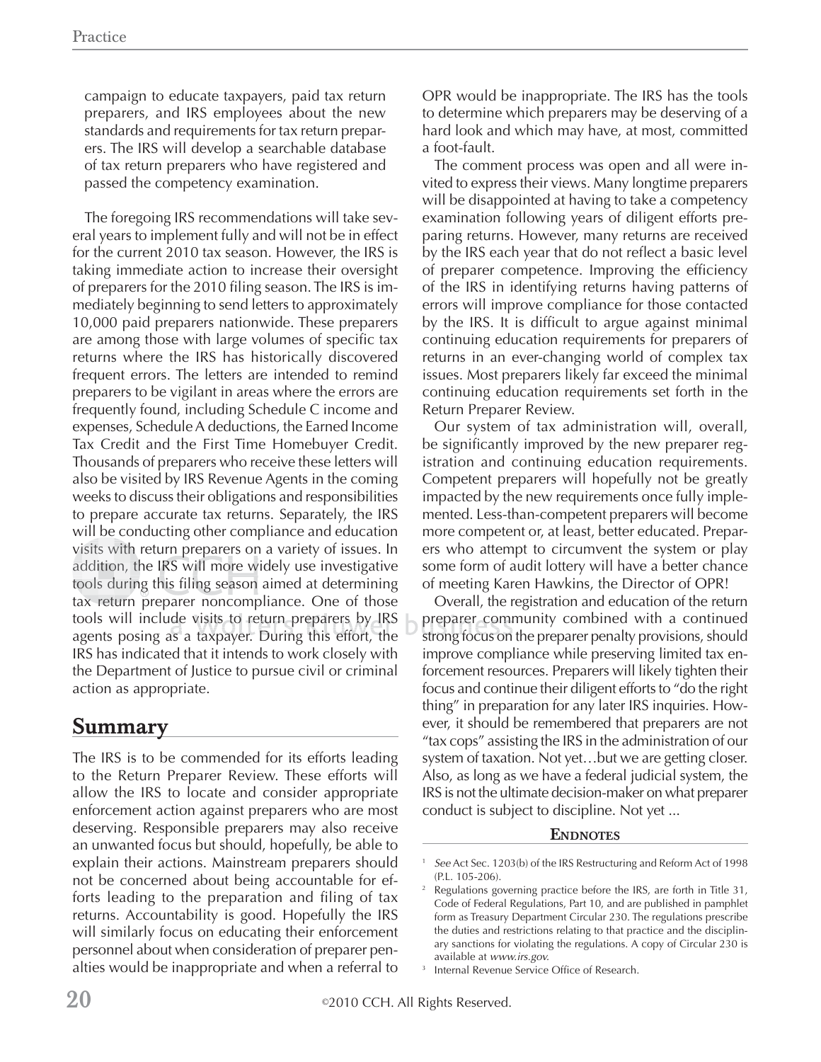campaign to educate taxpayers, paid tax return preparers, and IRS employees about the new standards and requirements for tax return preparers. The IRS will develop a searchable database of tax return preparers who have registered and passed the competency examination.

The foregoing IRS recommendations will take several years to implement fully and will not be in effect for the current 2010 tax season. However, the IRS is taking immediate action to increase their oversight of preparers for the 2010 filing season. The IRS is immediately beginning to send letters to approximately 10,000 paid preparers nationwide. These preparers are among those with large volumes of specific tax returns where the IRS has historically discovered frequent errors. The letters are intended to remind preparers to be vigilant in areas where the errors are frequently found, including Schedule C income and expenses, Schedule A deductions, the Earned Income Tax Credit and the First Time Homebuyer Credit. Thousands of preparers who receive these letters will also be visited by IRS Revenue Agents in the coming weeks to discuss their obligations and responsibilities to prepare accurate tax returns. Separately, the IRS will be conducting other compliance and education visits with return preparers on a variety of issues. In addition, the IRS will more widely use investigative tools during this filing season aimed at determining tax return preparer noncompliance. One of those tools will include visits to return preparers by IRS agents posing as a taxpayer. During this effort, the IRS has indicated that it intends to work closely with the Department of Justice to pursue civil or criminal action as appropriate.

## Summary

The IRS is to be commended for its efforts leading to the Return Preparer Review. These efforts will allow the IRS to locate and consider appropriate enforcement action against preparers who are most deserving. Responsible preparers may also receive an unwanted focus but should, hopefully, be able to explain their actions. Mainstream preparers should not be concerned about being accountable for efforts leading to the preparation and filing of tax returns. Accountability is good. Hopefully the IRS will similarly focus on educating their enforcement personnel about when consideration of preparer penalties would be inappropriate and when a referral to OPR would be inappropriate. The IRS has the tools to determine which preparers may be deserving of a hard look and which may have, at most, committed a foot-fault.

The comment process was open and all were invited to express their views. Many longtime preparers will be disappointed at having to take a competency examination following years of diligent efforts preparing returns. However, many returns are received by the IRS each year that do not reflect a basic level of preparer competence. Improving the efficiency of the IRS in identifying returns having patterns of errors will improve compliance for those contacted by the IRS. It is difficult to argue against minimal continuing education requirements for preparers of returns in an ever-changing world of complex tax issues. Most preparers likely far exceed the minimal continuing education requirements set forth in the Return Preparer Review.

Our system of tax administration will, overall, be significantly improved by the new preparer registration and continuing education requirements. Competent preparers will hopefully not be greatly impacted by the new requirements once fully implemented. Less-than-competent preparers will become more competent or, at least, better educated. Preparers who attempt to circumvent the system or play some form of audit lottery will have a better chance of meeting Karen Hawkins, the Director of OPR!

Overall, the registration and education of the return preparer community combined with a continued strong focus on the preparer penalty provisions, should improve compliance while preserving limited tax enforcement resources. Preparers will likely tighten their focus and continue their diligent efforts to "do the right thing" in preparation for any later IRS inquiries. However, it should be remembered that preparers are not "tax cops" assisting the IRS in the administration of our system of taxation. Not yet…but we are getting closer. Also, as long as we have a federal judicial system, the IRS is not the ultimate decision-maker on what preparer conduct is subject to discipline. Not yet ...

### Endnotes

1. *See* Act Sec. 1203(b) of the IRS Restructuring and Reform Act of 1998 (P.L. 105-206).
2. Regulations governing practice before the IRS, are forth in Title 31, Code of Federal Regulations, Part 10, and are published in pamphlet form as Treasury Department Circular 230. The regulations prescribe the duties and restrictions relating to that practice and the disciplinary sanctions for violating the regulations. A copy of Circular 230 is available at *www.irs.gov*.
3. Internal Revenue Service Office of Research.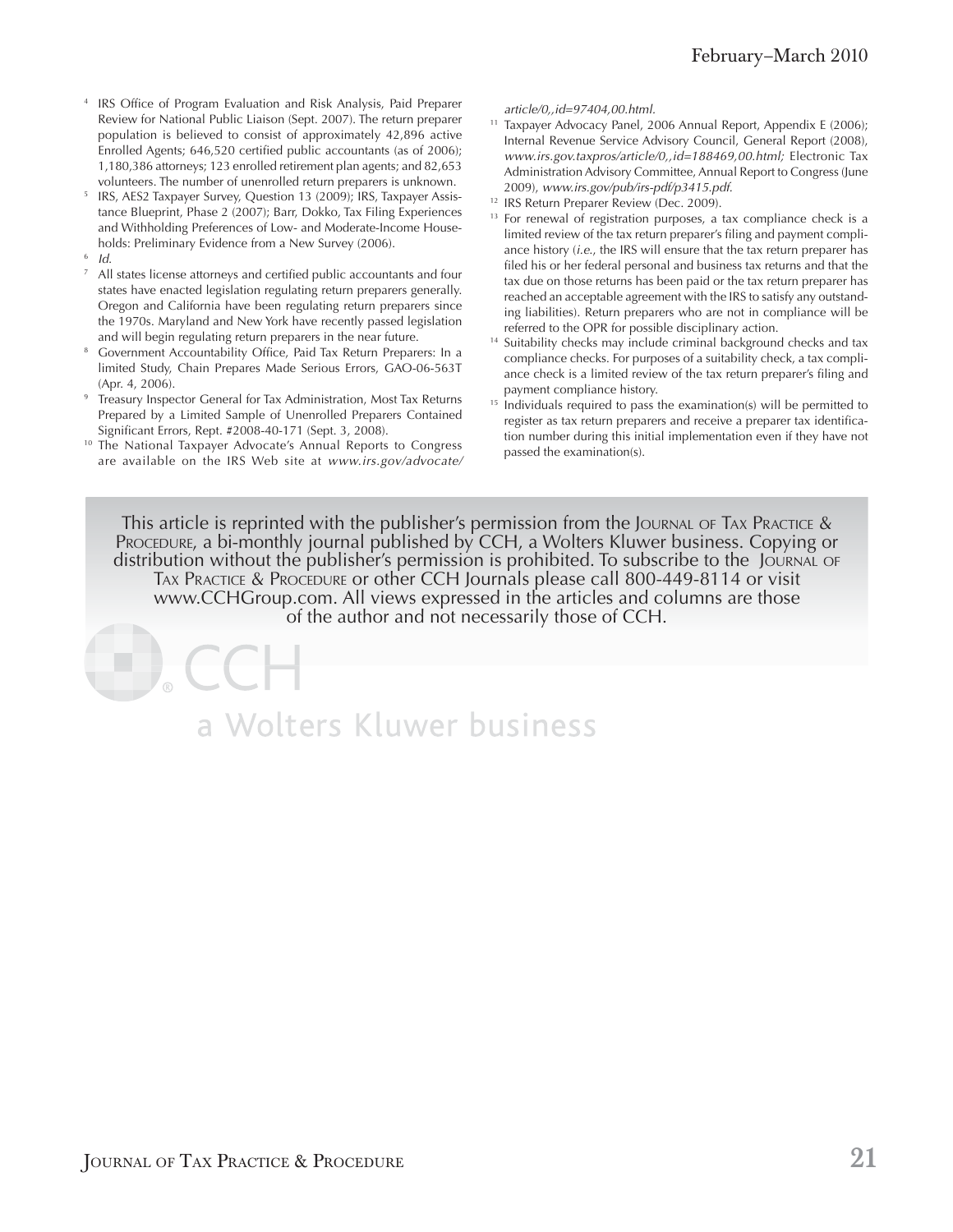[4] IRS Office of Program Evaluation and Risk Analysis, Paid Preparer Review for National Public Liaison (Sept. 2007). The return preparer population is believed to consist of approximately 42,896 active Enrolled Agents; 646,520 certified public accountants (as of 2006); 1,180,386 attorneys; 123 enrolled retirement plan agents; and 82,653 volunteers. The number of unenrolled return preparers is unknown.

[5] IRS, AES2 Taxpayer Survey, Question 13 (2009); IRS, Taxpayer Assistance Blueprint, Phase 2 (2007); Barr, Dokko, Tax Filing Experiences and Withholding Preferences of Low- and Moderate-Income Households: Preliminary Evidence from a New Survey (2006).

[6] *Id.*

[7] All states license attorneys and certified public accountants and four states have enacted legislation regulating return preparers generally. Oregon and California have been regulating return preparers since the 1970s. Maryland and New York have recently passed legislation and will begin regulating return preparers in the near future.

[8] Government Accountability Office, Paid Tax Return Preparers: In a limited Study, Chain Prepares Made Serious Errors, GAO-06-563T (Apr. 4, 2006).

[9] Treasury Inspector General for Tax Administration, Most Tax Returns Prepared by a Limited Sample of Unenrolled Preparers Contained Significant Errors, Rept. #2008-40-171 (Sept. 3, 2008).

[10] The National Taxpayer Advocate's Annual Reports to Congress are available on the IRS Web site at *www.irs.gov/advocate/article/0,,id=97404,00.html.*

[11] Taxpayer Advocacy Panel, 2006 Annual Report, Appendix E (2006); Internal Revenue Service Advisory Council, General Report (2008), *www.irs.gov.taxpros/article/0,,id=188469,00.html;* Electronic Tax Administration Advisory Committee, Annual Report to Congress (June 2009), *www.irs.gov/pub/irs-pdf/p3415.pdf.*

[12] IRS Return Preparer Review (Dec. 2009).

[13] For renewal of registration purposes, a tax compliance check is a limited review of the tax return preparer's filing and payment compliance history (*i.e.*, the IRS will ensure that the tax return preparer has filed his or her federal personal and business tax returns and that the tax due on those returns has been paid or the tax return preparer has reached an acceptable agreement with the IRS to satisfy any outstanding liabilities). Return preparers who are not in compliance will be referred to the OPR for possible disciplinary action.

[14] Suitability checks may include criminal background checks and tax compliance checks. For purposes of a suitability check, a tax compliance check is a limited review of the tax return preparer's filing and payment compliance history.

[15] Individuals required to pass the examination(s) will be permitted to register as tax return preparers and receive a preparer tax identification number during this initial implementation even if they have not passed the examination(s).

This article is reprinted with the publisher's permission from the Journal of Tax Practice & Procedure, a bi-monthly journal published by CCH, a Wolters Kluwer business. Copying or distribution without the publisher's permission is prohibited. To subscribe to the Journal of Tax Practice & Procedure or other CCH Journals please call 800-449-8114 or visit www.CCHGroup.com. All views expressed in the articles and columns are those of the author and not necessarily those of CCH.

CCH

a Wolters Kluwer business